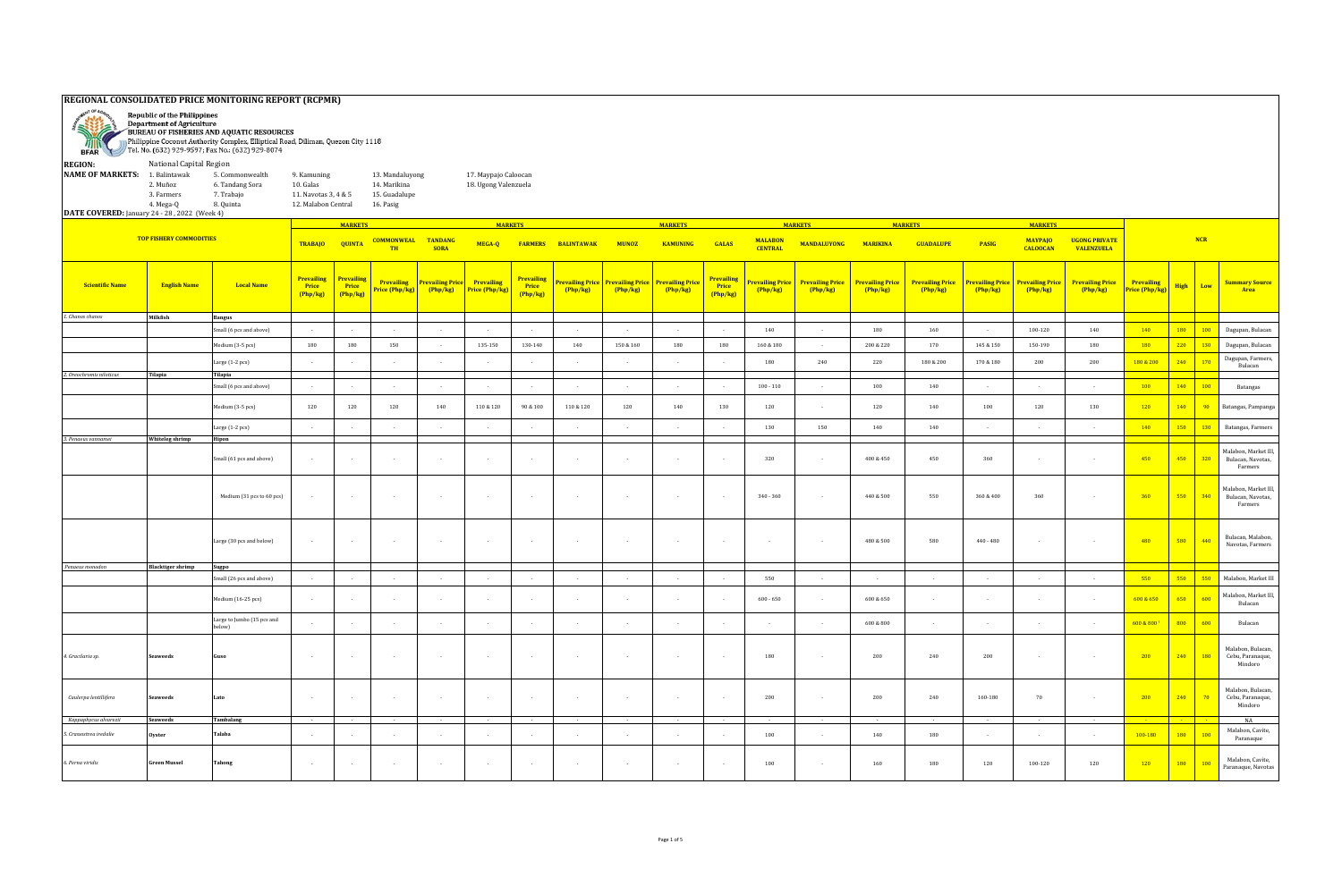# REGIONAL CONSOLIDATED PRICE MONITORING REPORT (RCPMR)

Republic of the Philippines
Department of Agriculture
BUREAU OF FISHERIES AND AQUATIC RESOURCES
Philippine Coconut Authority Complex, Elliptical Road, Diliman, Quezon City 1118
Tel. No. (632) 929-9597; Fax No.: (632) 929-8074

**REGION:** National Capital Region

**NAME OF MARKETS:**

| | | | | |
|---|---|---|---|---|
| 1. Balintawak | 5. Commonwealth | 9. Kamuning | 13. Mandaluyong | 17. Maypajo Caloocan |
| 2. Muñoz | 6. Tandang Sora | 10. Galas | 14. Marikina | 18. Ugong Valenzuela |
| 3. Farmers | 7. Trabajo | 11. Navotas 3, 4 & 5 | 15. Guadalupe | |
| 4. Mega-Q | 8. Quinta | 12. Malabon Central | 16. Pasig | |

**DATE COVERED:** January 24 - 28 , 2022 (Week 4)

| TOP FISHERY COMMODITIES | | | TRABAJO | QUINTA | COMMONWEALTH | TANDANG SORA | MEGA-Q | FARMERS | BALINTAWAK | MUNOZ | KAMUNING | GALAS | MALABON CENTRAL | MANDALUYONG | MARIKINA | GUADALUPE | PASIG | MAYPAJO CALOOCAN | UGONG PRIVATE VALENZUELA | NCR | | | |
|---|---|---|---|---|---|---|---|---|---|---|---|---|---|---|---|---|---|---|---|---|---|---|---|
| **Scientific Name** | **English Name** | **Local Name** | **Prevailing Price (Php/kg)** | **Prevailing Price (Php/kg)** | **Prevailing Price (Php/kg)** | **Prevailing Price (Php/kg)** | **Prevailing Price (Php/kg)** | **Prevailing Price (Php/kg)** | **Prevailing Price (Php/kg)** | **Prevailing Price (Php/kg)** | **Prevailing Price (Php/kg)** | **Prevailing Price (Php/kg)** | **Prevailing Price (Php/kg)** | **Prevailing Price (Php/kg)** | **Prevailing Price (Php/kg)** | **Prevailing Price (Php/kg)** | **Prevailing Price (Php/kg)** | **Prevailing Price (Php/kg)** | **Prevailing Price (Php/kg)** | **Prevailing Price (Php/kg)** | **High** | **Low** | **Summary Source Area** |
| 1. Chanos chanos | Milkfish | Bangus | | | | | | | | | | | | | | | | | | | | | |
| | | Small (6 pcs and above) | - | - | - | - | - | - | - | - | - | - | 140 | - | 180 | 160 | - | 100-120 | 140 | 140 | 180 | 100 | Dagupan, Bulacan |
| | | Medium (3-5 pcs) | 180 | 180 | 150 | - | 135-150 | 130-140 | 140 | 150 & 160 | 180 | 180 | 160 & 180 | - | 200 & 220 | 170 | 165 & 150 | 150-190 | 180 | 180 | 220 | 130 | Dagupan, Bulacan |
| | | Large (1-2 pcs) | - | - | - | - | - | - | - | - | - | - | 180 | 240 | 220 | 180 & 200 | 170 & 180 | 200 | 200 | 180 & 200 | 240 | 170 | Dagupan, Farmers, Bulacan |
| 2. Oreochromis niloticus | Tilapia | Tilapia | | | | | | | | | | | | | | | | | | | | | |
| | | Small (6 pcs and above) | - | - | - | - | - | - | - | - | - | - | 100 - 110 | - | 100 | 140 | - | - | - | 100 | 140 | 100 | Batangas |
| | | Medium (3-5 pcs) | 120 | 120 | 120 | 140 | 110 & 120 | 90 & 100 | 110 & 120 | 120 | 140 | 130 | 120 | - | 120 | 140 | 100 | 120 | 130 | 120 | 140 | 90 | Batangas, Pampanga |
| | | Large (1-2 pcs) | - | - | - | - | - | - | - | - | - | - | 130 | 150 | 140 | 140 | - | - | - | 140 | 150 | 130 | Batangas, Farmers |
| 3. Penaeus vannamei | Whiteleg shrimp | Hipon | | | | | | | | | | | | | | | | | | | | | |
| | | Small (61 pcs and above) | - | - | - | - | - | - | - | - | - | - | 320 | - | 400 & 450 | 450 | 360 | - | - | 450 | 450 | 320 | Malabon, Market III, Bulacan, Navotas, Farmers |
| | | Medium (31 pcs to 60 pcs) | - | - | - | - | - | - | - | - | - | - | 340 - 360 | - | 440 & 500 | 550 | 360 & 400 | 360 | - | 360 | 550 | 340 | Malabon, Market III, Bulacan, Navotas, Farmers |
| | | Large (30 pcs and below) | - | - | - | - | - | - | - | - | - | - | - | - | 480 & 500 | 580 | 440 - 480 | - | - | 480 | 580 | 440 | Bulacan, Malabon, Navotas, Farmers |
| Penaeus monodon | Blacktiger shrimp | Sugpo | | | | | | | | | | | | | | | | | | | | | |
| | | Small (26 pcs and above) | - | - | - | - | - | - | - | - | - | - | 550 | - | - | - | - | - | - | 550 | 550 | 550 | Malabon, Market III |
| | | Medium (16-25 pcs) | - | - | - | - | - | - | - | - | - | - | 600 - 650 | - | 600 & 650 | - | - | - | - | 600 & 650 | 650 | 600 | Malabon, Market III, Bulacan |
| | | Large to Jumbo (15 pcs and below) | - | - | - | - | - | - | - | - | - | - | - | - | 600 & 800 | - | - | - | - | 600 & 800 | 800 | 600 | Bulacan |
| 4. Gracilaria sp. | Seaweeds | Guso | - | - | - | - | - | - | - | - | - | - | 180 | - | 200 | 240 | 200 | - | - | 200 | 240 | 180 | Malabon, Bulacan, Cebu, Paranaque, Mindoro |
| Caulerpa lentillifera | Seaweeds | Lato | - | - | - | - | - | - | - | - | - | - | 200 | - | 200 | 240 | 160-180 | 70 | - | 200 | 240 | 70 | Malabon, Bulacan, Cebu, Paranaque, Mindoro |
| Kappaphycus alvarezii | Seaweeds | Tambalang | - | - | - | - | - | - | - | - | - | - | - | - | - | - | - | - | - | - | - | - | NA |
| 5. Crassostrea iredalie | Oyster | Talaba | - | - | - | - | - | - | - | - | - | - | 100 | - | 140 | 180 | - | - | - | 100-180 | 180 | 100 | Malabon, Cavite, Paranaque |
| 6. Perna viridis | Green Mussel | Tahong | - | - | - | - | - | - | - | - | - | - | 100 | - | 160 | 180 | 120 | 100-120 | 120 | 120 | 180 | 100 | Malabon, Cavite, Paranaque, Navotas |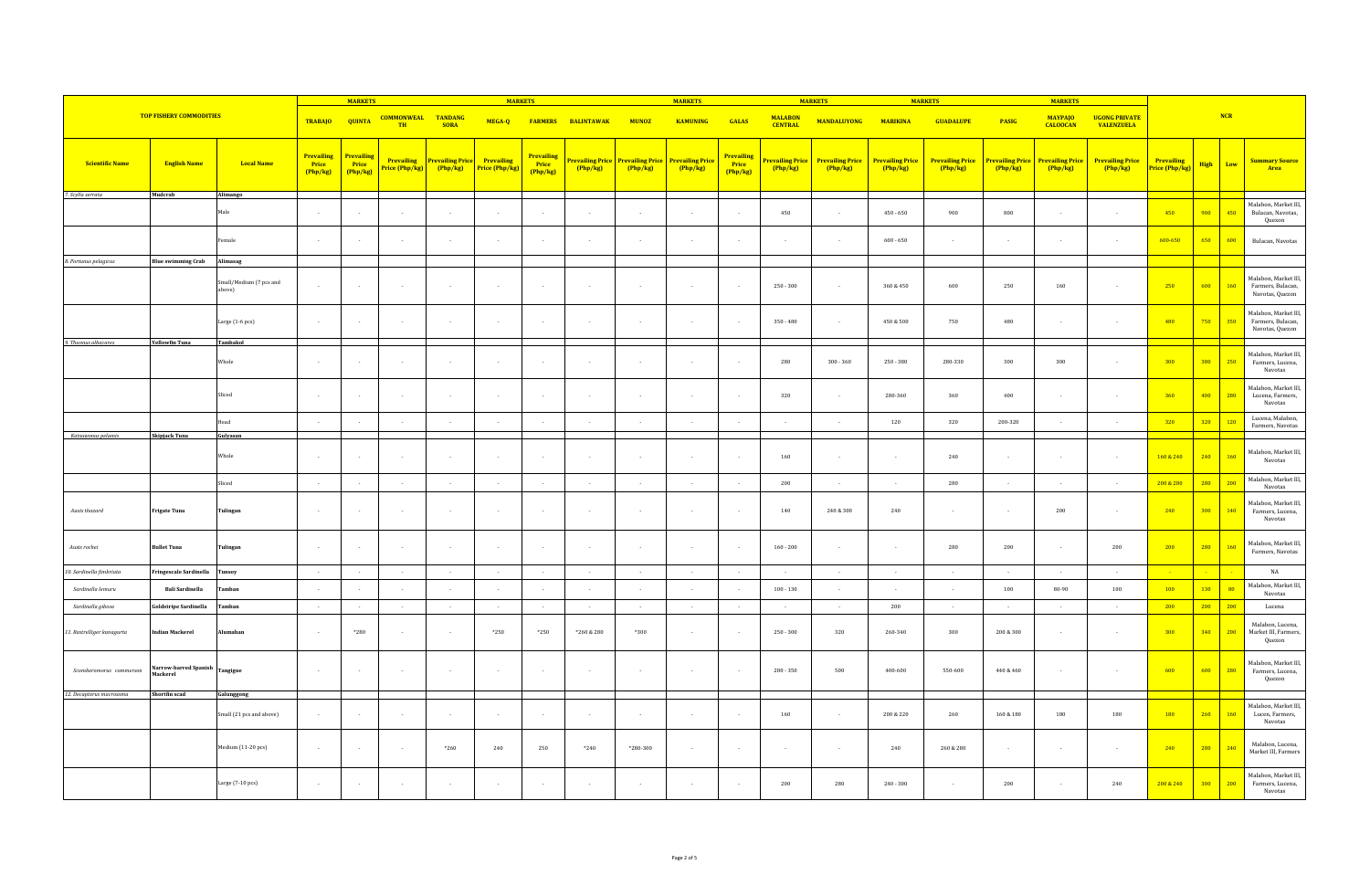| TOP FISHERY COMMODITIES | | | MARKETS | | | | MARKETS | | | | MARKETS | | MARKETS | | MARKETS | | MARKETS | | | NCR | | | |
|---|---|---|---|---|---|---|---|---|---|---|---|---|---|---|---|---|---|---|---|---|---|---|---|
| | | | TRABAJO | QUINTA | COMMONWEALTH | TANDANG SORA | MEGA-Q | FARMERS | BALINTAWAK | MUNOZ | KAMUNING | GALAS | MALABON CENTRAL | MANDALUYONG | MARIKINA | GUADALUPE | PASIG | MAYPAJO CALOOCAN | UGONG PRIVATE VALENZUELA | | | | |
| Scientific Name | English Name | Local Name | Prevailing Price (Php/kg) | Prevailing Price (Php/kg) | Prevailing Price (Php/kg) | Prevailing Price (Php/kg) | Prevailing Price (Php/kg) | Prevailing Price (Php/kg) | Prevailing Price (Php/kg) | Prevailing Price (Php/kg) | Prevailing Price (Php/kg) | Prevailing Price (Php/kg) | Prevailing Price (Php/kg) | Prevailing Price (Php/kg) | Prevailing Price (Php/kg) | Prevailing Price (Php/kg) | Prevailing Price (Php/kg) | Prevailing Price (Php/kg) | Prevailing Price (Php/kg) | Prevailing Price (Php/kg) | High | Low | Summary Source Area |
| 7. Scylla serrata | Mudcrab | Alimango | | | | | | | | | | | | | | | | | | | | | |
| | | Male | - | - | - | - | - | - | - | - | - | - | 450 | - | 450 - 650 | 900 | 800 | - | - | 450 | 900 | 450 | Malabon, Market III, Bulacan, Navotas, Quezon |
| | | Female | - | - | - | - | - | - | - | - | - | - | - | - | 600 - 650 | - | - | - | - | 600-650 | 650 | 600 | Bulacan, Navotas |
| 8. Portunus pelagicus | Blue swimming Crab | Alimasag | | | | | | | | | | | | | | | | | | | | | |
| | | Small/Medium (7 pcs and above) | - | - | - | - | - | - | - | - | - | - | 250 - 300 | - | 360 & 450 | 600 | 250 | 160 | - | 250 | 600 | 160 | Malabon, Market III, Farmers, Bulacan, Navotas, Quezon |
| | | Large (1-6 pcs) | - | - | - | - | - | - | - | - | - | - | 350 - 480 | - | 450 & 500 | 750 | 480 | - | - | 480 | 750 | 350 | Malabon, Market III, Farmers, Bulacan, Navotas, Quezon |
| 9. Thunnus albacares | Yellowfin Tuna | Tambakol | | | | | | | | | | | | | | | | | | | | | |
| | | Whole | - | - | - | - | - | - | - | - | - | - | 280 | 300 - 360 | 250 - 380 | 280-330 | 300 | 300 | - | 300 | 380 | 250 | Malabon, Market III, Farmers, Lucena, Navotas |
| | | Sliced | - | - | - | - | - | - | - | - | - | - | 320 | - | 280-360 | 360 | 400 | - | - | 360 | 400 | 280 | Malabon, Market III, Lucena, Farmers, Navotas |
| | | Head | - | - | - | - | - | - | - | - | - | - | - | - | 120 | 320 | 200-320 | - | - | 320 | 320 | 120 | Lucena, Malabon, Farmers, Navotas |
| Katsuwonus pelamis | Skipjack Tuna | Gulyasan | | | | | | | | | | | | | | | | | | | | | |
| | | Whole | - | - | - | - | - | - | - | - | - | - | 160 | - | - | 240 | - | - | - | 160 & 240 | 240 | 160 | Malabon, Market III, Navotas |
| | | Sliced | - | - | - | - | - | - | - | - | - | - | 200 | - | - | 280 | - | - | - | 200 & 280 | 280 | 200 | Malabon, Market III, Navotas |
| Auxis thazard | Frigate Tuna | Tulingan | - | - | - | - | - | - | - | - | - | - | 140 | 240 & 300 | 240 | - | - | 200 | - | 240 | 300 | 140 | Malabon, Market III, Farmers, Lucena, Navotas |
| Auxis rochei | Bullet Tuna | Tulingan | - | - | - | - | - | - | - | - | - | - | 160 - 200 | - | - | 280 | 200 | - | 200 | 200 | 280 | 160 | Malabon, Market III, Farmers, Navotas |
| 10. Sardinella fimbriata | Fringescale Sardinella | Tunsoy | - | - | - | - | - | - | - | - | - | - | - | - | - | - | - | - | - | - | - | - | NA |
| Sardinella lemuru | Bali Sardinella | Tamban | - | - | - | - | - | - | - | - | - | - | 100 - 130 | - | - | - | 100 | 80-90 | 100 | 100 | 130 | 80 | Malabon, Market III, Navotas |
| Sardinella gibosa | Goldstripe Sardinella | Tamban | - | - | - | - | - | - | - | - | - | - | - | - | 200 | - | - | - | - | 200 | 200 | 200 | Lucena |
| 11. Rastrelliger kanagurta | Indian Mackerel | Alumahan | - | *280 | - | - | *250 | *250 | *260 & 280 | *300 | - | - | 250 - 300 | 320 | 260-340 | 300 | 200 & 300 | - | - | 300 | 340 | 200 | Malabon, Lucena, Market III, Farmers, Quezon |
| Scomberomorus commerson | Narrow-barred Spanish Mackerel | Tanigue | - | - | - | - | - | - | - | - | - | - | 280 - 350 | 500 | 400-600 | 550-600 | 440 & 460 | - | - | 600 | 600 | 280 | Malabon, Market III, Farmers, Lucena, Quezon |
| 12. Decapterus macrosoma | Shortfin scad | Galunggong | | | | | | | | | | | | | | | | | | | | | |
| | | Small (21 pcs and above) | - | - | - | - | - | - | - | - | - | - | 160 | - | 200 & 220 | 260 | 160 & 180 | 180 | 180 | 180 | 260 | 160 | Malabon, Market III, Lucen, Farmers, Navotas |
| | | Medium (11-20 pcs) | - | - | - | *260 | 240 | 250 | *240 | *280-300 | - | - | - | - | 240 | 260 & 280 | - | - | - | 240 | 280 | 240 | Malabon, Lucena, Market III, Farmers |
| | | Large (7-10 pcs) | - | - | - | - | - | - | - | - | - | - | 200 | 280 | 240 - 300 | - | 200 | - | 240 | 200 & 240 | 300 | 200 | Malabon, Market III, Farmers, Lucena, Navotas |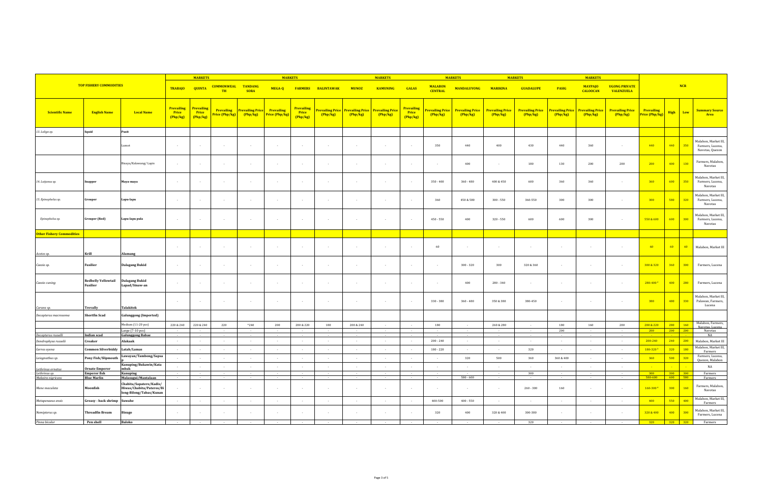| TOP FISHERY COMMODITIES | | | MARKETS | | | | | | | | | | | | | | | | | NCR | | | |
|---|---|---|---|---|---|---|---|---|---|---|---|---|---|---|---|---|---|---|---|---|---|---|---|
| | | | TRABAJO | QUINTA | COMMONWEALTH | TANDANG SORA | MEGA-Q | FARMERS | BALINTAWAK | MUNOZ | KAMUNING | GALAS | MALABON CENTRAL | MANDALUYONG | MARIKINA | GUADALUPE | PASIG | MAYPAJO CALOOCAN | UGONG PRIVATE VALENZUELA | | | | |
| **Scientific Name** | **English Name** | **Local Name** | **Prevailing Price (Php/kg)** | **Prevailing Price (Php/kg)** | **Prevailing Price (Php/kg)** | **Prevailing Price (Php/kg)** | **Prevailing Price (Php/kg)** | **Prevailing Price (Php/kg)** | **Prevailing Price (Php/kg)** | **Prevailing Price (Php/kg)** | **Prevailing Price (Php/kg)** | **Prevailing Price (Php/kg)** | **Prevailing Price (Php/kg)** | **Prevailing Price (Php/kg)** | **Prevailing Price (Php/kg)** | **Prevailing Price (Php/kg)** | **Prevailing Price (Php/kg)** | **Prevailing Price (Php/kg)** | **Prevailing Price (Php/kg)** | **Prevailing Price (Php/kg)** | **High** | **Low** | **Summary Source Area** |
| *13. Loligo sp.* | **Squid** | **Pusit** | | | | | | | | | | | | | | | | | | | | | |
| | | Lumot | - | - | - | - | - | - | - | - | - | - | 350 | 440 | 400 | 430 | 440 | 360 | - | 440 | 440 | 350 | Malabon, Market III, Farmers, Lucena, Navotas, Quezon |
| | | Bisaya/Kalawang/ Lapis | - | - | - | - | - | - | - | - | - | - | - | 400 | - | 180 | 130 | 200 | 200 | 200 | 400 | 130 | Farmers, Malabon, Navotas |
| *14. Lutjanus sp.* | **Snapper** | **Maya-maya** | - | - | - | - | - | - | - | - | - | - | 350 - 400 | 360 - 480 | 400 & 450 | 600 | 360 | 360 | - | 360 | 600 | 350 | Malabon, Market III, Farmers, Lucena, Navotas |
| *15. Epinephelus sp.* | **Grouper** | **Lapu-lapu** | - | - | - | - | - | - | - | - | - | - | 360 | 450 & 580 | 300 - 550 | 360-550 | 300 | 300 | - | 300 | 580 | 320 | Malabon, Market III, Farmers, Lucena, Navotas |
| *Epinephelus sp.* | **Grouper (Red)** | **Lapu-lapu pula** | - | - | - | - | - | - | - | - | - | - | 450 - 550 | 400 | 320 - 550 | 600 | 600 | 300 | - | 550 & 600 | 600 | 300 | Malabon, Market III, Farmers, Lucena, Navotas |
| **Other Fishery Commodities** | | | | | | | | | | | | | | | | | | | | | | | |
| *Acetes sp.* | **Krill** | **Alamang** | - | - | - | - | - | - | - | - | - | - | 60 | - | - | - | - | - | - | 60 | 60 | 60 | Malabon, Market III |
| *Caesio sp.* | **Fusilier** | **Dalagang Bukid** | - | - | - | - | - | - | - | - | - | - | - | 300 - 320 | 300 | 320 & 360 | - | - | - | 300 & 320 | 360 | 300 | Farmers, Lucena |
| *Caesio cuning* | **Redbelly Yellowtail Fusilier** | **Dalagang Bukid Lapad/Sinaw-an** | - | - | - | - | - | - | - | - | - | - | - | 400 | 280 - 340 | - | - | - | - | 280-400 [3] | 400 | 280 | Farmers, Lucena |
| *Caranx sp.* | **Trevally** | **Talakitok** | - | - | - | - | - | - | - | - | - | - | 330 - 380 | 360 - 480 | 350 & 380 | 380-450 | - | - | - | 380 | 480 | 330 | Malabon, Market III, Palawan, Farmers, Lucena |
| *Decapterus macrosoma* | **Shortfin Scad** | **Galunggong (Imported)** | | | | | | | | | | | | | | | | | | | | | |
| | | Medium (11-20 pcs) | 220 & 240 | 220 & 240 | 220 | *240 | 200 | 200 & 220 | 180 | 200 & 240 | - | - | 180 | - | 260 & 280 | - | 180 | 160 | 200 | 200 & 220 | 280 | 160 | Malabon, Farmers, Navotas, Lucena |
| | | Large (7-10 pcs) | - | - | - | - | - | - | - | - | - | - | - | - | - | - | 200 | - | - | 200 | 200 | 200 | Navotas |
| *Decapterus russelli* | **Indian scad** | **Galunggong Babae** | - | - | - | - | - | - | - | - | - | - | - | - | - | - | - | - | - | - | - | - | NA |
| *Dendrophysa russelli* | **Croaker** | **Alakaak** | - | - | - | - | - | - | - | - | - | - | 200 - 240 | - | - | - | - | - | - | 200-240 | 240 | 200 | Malabon, Market III |
| *Gerres oyena* | **Common Silverbiddy** | **Latab/Lamas** | - | - | - | - | - | - | - | - | - | - | 180 - 220 | - | - | 320 | - | - | - | 180-320 [3] | 320 | 180 | Malabon, Market III, Farmers |
| *Leiognathus sp.* | **Pony Fish/Slipmouth** | **Lawayan/Tambong/Sapsap** | - | - | - | - | - | - | - | - | - | - | - | 320 | 500 | 360 | 360 & 400 | - | - | 360 | 500 | 320 | Farmers, Lucena, Quezon, Malabon |
| *Lethrinus ornatus* | **Ornate Emperor** | **Kanuping/Bukawin/Katambak** | - | - | - | - | - | - | - | - | - | - | - | - | - | - | - | - | - | - | - | - | NA |
| *Lethrinus sp.* | **Emperor fish** | **Kanuping** | - | - | - | - | - | - | - | - | - | - | - | - | - | 300 | - | - | - | 300 | 300 | 300 | Farmers |
| *Makaira nigricans* | **Blue Marlin** | **Malasugui/Mantalaan** | - | - | - | - | - | - | - | - | - | - | - | 580 - 600 | - | - | - | - | - | 580-600 | 600 | 580 | Farmers |
| *Mene maculata* | **Moonfish** | **Chabita/Sapatero/Kadis/Hiwas/Chabita/Pateros/Bilong-Bilong/Tabas/Kunan** | - | - | - | - | - | - | - | - | - | - | - | - | - | 260 - 300 | 160 | - | - | 160-300 [3] | 300 | 160 | Farmers, Malabon, Navotas |
| *Metapenaeus ensis* | **Greasy - back shrimp** | **Suwahe** | - | - | - | - | - | - | - | - | - | - | 400-500 | 400 - 550 | - | - | - | - | - | 400 | 550 | 400 | Malabon, Market III, Farmers |
| *Nemipterus sp.* | **Threadfin Bream** | **Bisugo** | - | - | - | - | - | - | - | - | - | - | 320 | 400 | 320 & 400 | 300-380 | - | - | - | 320 & 400 | 400 | 300 | Malabon, Market III, Farmers, Lucena |
| *Pinna bicolor* | **Pen shell** | **Baloko** | - | - | - | - | - | - | - | - | - | - | - | - | - | 320 | - | - | - | 320 | 320 | 320 | Farmers |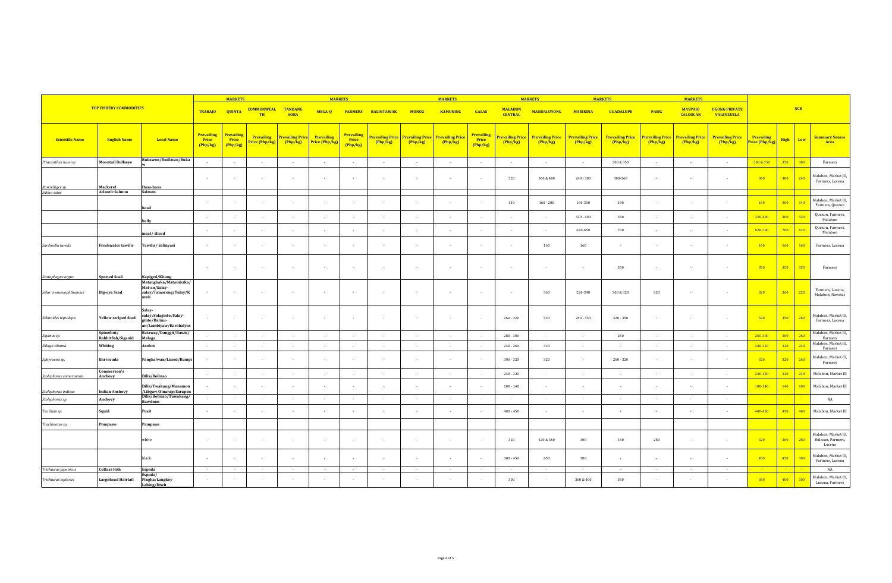| TOP FISHERY COMMODITIES | | | MARKETS | | | | MARKETS | | | | MARKETS | | | MARKETS | | MARKETS | | MARKETS | | | NCR | | | |
|---|---|---|---|---|---|---|---|---|---|---|---|---|---|---|---|---|---|---|---|---|---|---|---|---|
| | | | TRABAJO | QUINTA | COMMONWEALTH | TANDANG SORA | MEGA-Q | FARMERS | BALINTAWAK | MUNOZ | KAMUNING | GALAS | MALABON CENTRAL | MANDALUYONG | MARIKINA | GUADALUPE | PASIG | MAYPAJO CALOOCAN | UGONG PRIVATE VALENZUELA | | | | |
| Scientific Name | English Name | Local Name | Prevailing Price (Php/kg) | Prevailing Price (Php/kg) | Prevailing Price (Php/kg) | Prevailing Price (Php/kg) | Prevailing Price (Php/kg) | Prevailing Price (Php/kg) | Prevailing Price (Php/kg) | Prevailing Price (Php/kg) | Prevailing Price (Php/kg) | Prevailing Price (Php/kg) | Prevailing Price (Php/kg) | Prevailing Price (Php/kg) | Prevailing Price (Php/kg) | Prevailing Price (Php/kg) | Prevailing Price (Php/kg) | Prevailing Price (Php/kg) | Prevailing Price (Php/kg) | Prevailing Price (Php/kg) | High | Low | Summary Source Area |
| *Priacanthus hamrur* | Moontail Bullseye | Bukawon/Budlatan/Bukaw | - | - | - | - | - | - | - | - | - | - | - | - | - | 300 & 350 | - | - | - | 300 & 350 | 350 | 300 | Farmers |
| *Rastrelliger sp.* | Mackerel | Hasa-hasa | - | - | - | - | - | - | - | - | - | - | 320 | 360 & 400 | 240 - 380 | 300-360 | - | - | - | 360 | 400 | 240 | Malabon, Market III, Farmers, Lucena |
| *Salmo salar* | Atlantic Salmon | Salmon | | | | | | | | | | | | | | | | | | | | | |
| | | head | - | - | - | - | - | - | - | - | - | - | 140 | 160 - 200 | 160-300 | 180 | - | - | - | 160 | 300 | 140 | Malabon, Market III, Farmers, Quezon |
| | | belly | - | - | - | - | - | - | - | - | - | - | - | - | 320 - 400 | 380 | - | - | - | 320-400 | 400 | 320 | Quezon, Farmers, Malabon |
| | | meat/ sliced | - | - | - | - | - | - | - | - | - | - | - | - | 620-650 | 700 | - | - | - | 620-700 | 700 | 620 | Quezon, Farmers, Malabon |
| *Sardinella tawilis* | Freshwater tawilis | Tawilis/ Salinyasi | - | - | - | - | - | - | - | - | - | - | - | 160 | 160 | - | - | - | - | 160 | 160 | 160 | Farmers, Lucena |
| *Scatophagus argus* | Spotted Scad | Kapiged/Kitang | - | - | - | - | - | - | - | - | - | - | - | - | - | 350 | - | - | - | 350 | 350 | 350 | Farmers |
| *Selar crumenophthalmus* | Big-eye Scad | Matangbaka/Matambaka/ Mat-an/Salay-salay/Tamarong/Tulay/Kutob | - | - | - | - | - | - | - | - | - | - | - | 360 | 220-340 | 300 & 320 | 320 | - | - | 320 | 360 | 220 | Farmers, Lucena, Malabon, Navotas |
| *Selaroides leptolepis* | Yellow-striped Scad | Salay-salay/Salaginto/Salay-ginto/Dalinu-an/Lambiyaw/Karabalyas | - | - | - | - | - | - | - | - | - | - | 260 - 320 | 320 | 280 - 350 | 320 - 350 | - | - | - | 320 | 350 | 260 | Malabon, Market III, Farmers, Lucena |
| *Siganus sp.* | Spinefoot/ Rabbitfish/Siganid | Bataway/Danggit/Bawis/ Malaga | - | - | - | - | - | - | - | - | - | - | 280 - 300 | - | - | 260 | - | - | - | 260-300 | 300 | 260 | Malabon, Market III, Farmers |
| *Sillago sihama* | Whiting | Asohos | - | - | - | - | - | - | - | - | - | - | 240 - 260 | 320 | - | - | - | - | - | 240-320 | 320 | 240 | Malabon, Market III, Farmers |
| *Sphyraena sp.* | Barracuda | Panghalwan/Lusod/Rumpi | - | - | - | - | - | - | - | - | - | - | 300 - 320 | 320 | - | 260 - 320 | - | - | - | 320 | 320 | 260 | Malabon, Market III, Farmers |
| *Stolephorus commersonii* | Commerson's Anchovy | Dilis/Bolinao | - | - | - | - | - | - | - | - | - | - | 240 - 320 | - | - | - | - | - | - | 240-320 | 320 | 240 | Malabon, Market III |
| *Stolephorus indicus* | Indian Anchovy | Dilis/Twakang/Munamon /Libgaw/Sinarap/Sarapon | - | - | - | - | - | - | - | - | - | - | 100 - 140 | - | - | - | - | - | - | 100-140 | 140 | 100 | Malabon, Market III |
| *Stolephorus sp.* | Anchovy | Dilis/Bolinao/Tuwakang/ Bawdnon | - | - | - | - | - | - | - | - | - | - | - | - | - | - | - | - | - | - | - | - | NA |
| *Teuthida sp.* | Squid | Pusit | - | - | - | - | - | - | - | - | - | - | 400 - 450 | - | - | - | - | - | - | 400-450 | 450 | 400 | Malabon, Market III |
| *Trachinotus sp.* | Pompano | Pampano | | | | | | | | | | | | | | | | | | | | | |
| | | white | - | - | - | - | - | - | - | - | - | - | 320 | 320 & 360 | 300 | 340 | 280 | - | - | 320 | 360 | 280 | Malabon, Market III, Bulacan, Farmers, Lucena |
| | | black | - | - | - | - | - | - | - | - | - | - | 300 - 450 | 450 | 380 | - | - | - | - | 450 | 450 | 300 | Malabon, Market III, Farmers, Lucena |
| *Trichiurus japonicus* | Cutlass Fish | Espada | - | - | - | - | - | - | - | - | - | - | - | - | - | - | - | - | - | - | - | - | NA |
| *Trichiurus lepturus* | Largehead Hairtail | Espada/ Pingka/Langkoy Lahing/Diwit | - | - | - | - | - | - | - | - | - | - | 300 | - | 360 & 400 | 360 | - | - | - | 360 | 400 | 300 | Malabon, Market III, Lucena, Farmers |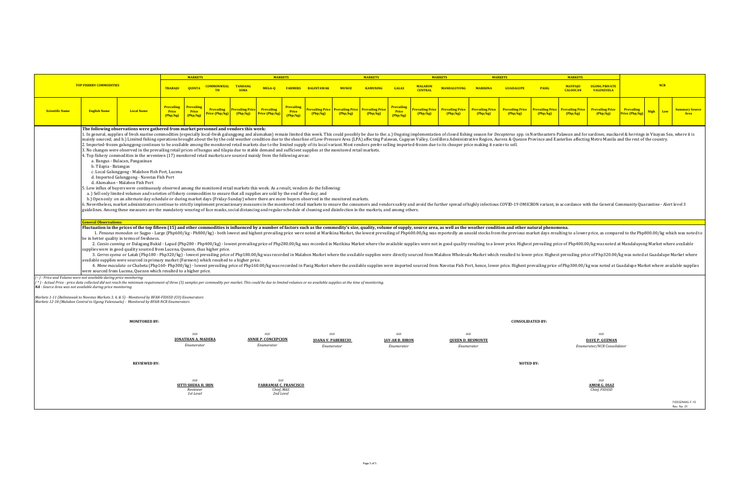| TOP FISHERY COMMODITIES | | | MARKETS | | | | MARKETS | | | | | MARKETS | | MARKETS | | MARKETS | | | MARKETS | | NCR | | | |
|---|---|---|---|---|---|---|---|---|---|---|---|---|---|---|---|---|---|---|---|---|---|---|---|---|
| | | | TRABAJO | QUINTA | COMMONWEALTH | TANDANG SORA | MEGA-Q | FARMERS | BALINTAWAK | MUNOZ | KAMUNING | GALAS | MALABON CENTRAL | MANDALUYONG | MARIKINA | GUADALUPE | PASIG | MAYPAJO CALOOCAN | UGONG PRIVATE VALENZUELA | | | | |
| Scientific Name | English Name | Local Name | Prevailing Price (Php/kg) | Prevailing Price (Php/kg) | Prevailing Price (Php/kg) | Prevailing Price (Php/kg) | Prevailing Price (Php/kg) | Prevailing Price (Php/kg) | Prevailing Price (Php/kg) | Prevailing Price (Php/kg) | Prevailing Price (Php/kg) | Prevailing Price (Php/kg) | Prevailing Price (Php/kg) | Prevailing Price (Php/kg) | Prevailing Price (Php/kg) | Prevailing Price (Php/kg) | Prevailing Price (Php/kg) | Prevailing Price (Php/kg) | Prevailing Price (Php/kg) | Prevailing Price (Php/kg) | High | Low | Summary Source Area |

**The following observations were gathered from market personnel and vendors this week:**

1. In general, supplies of fresh marine commodities (especially local-fresh galunggong and alumahan) remain limited this week. This could possibly be due to the: a.) Ongoing implementation of closed fishing season for *Decapterus* spp. in Northeastern Palawan and for sardines, mackarel & herrings in Visayan Sea, where it is mainly sourced; and b.) Limited fishing operations brought about by the cold weather condition due to the shearline of Low-Pressure Area (LPA) affecting Palawan, Cagayan Valley, Cordillera Administrative Region, Aurora & Quezon Province and Easterlies affecting Metro Manila and the rest of the country.
2. Imported-frozen galunggong continues to be available among the monitored retail markets due to the limited supply of its local variant. Most vendors prefer selling imported-frozen due to its cheaper price making it easier to sell.
3. No changes were observed in the prevailing retail prices of bangus and tilapia due to stable demand and sufficient supplies at the monitored retail markets.
4. Top fishery commodities in the seventeen (17) monitored retail markets are sourced mainly from the following areas:
   a. Bangus - Bulacan, Pangasinan
   b. Tilapia - Batangas
   c. Local Galunggong - Malabon Fish Port, Lucena
   d. Imported Galunggong - Navotas Fish Port
   d. Alumahan - Malabon Fish Port
5. Low influx of buyers were continuously observed among the monitored retail markets this week. As a result, vendors do the following:
   a. ) Sell only limited volumes and varieties of fishery commodities to ensure that all supplies are sold by the end of the day; and
   b.) Open only on an alternate day schedule or during market days (Friday-Sunday) where there are more buyers observed in the monitored markets.
6. Nevertheless, market administrators continue to strictly implement precautionary measures in the monitored retail markets to ensure the consumers and vendors safety and avoid the further spread of highly infectious COVID-19 OMICRON variant, in accordance with the General Community Quarantine - Alert level 3 guidelines. Among these measures are the mandatory wearing of face masks, social distancing and regular schedule of cleaning and disinfection in the markets, and among others.

**General Observations:**

**Fluctuation in the prices of the top fifteen (15) and other commodities is influenced by a number of factors such as the commodity's size, quality, volume of supply, source area, as well as the weather condition and other natural phenomena.**

1. *Penaeus monodon* or Sugpo - Large (Php600/kg - Ph800/kg) - both lowest and highest prevailing price were noted at Marikina Market, the lowest prevailing of Php600.00/kg was reportedly an unsold stocks from the previous market days resulting to a lower price, as compared to the Php800.00/kg which was noted to be in better quality in terms of freshness.
2. *Caesio cunning* or Dalagang Bukid - Lapad (Php280 - Php400/kg) - lowest prevailing price of Php280.00/kg was recorded in Marikina Market where the available supplies were not in good quality resulting to a lower price. Highest prevailing price of Php400.00/kg was noted at Mandaluyong Market where available supplies were in good quality sourced from Lucena, Quezon, thus higher price.
3. *Gerres oyena* or Latab (Php180 - Php320/kg) - lowest prevailing price of Php180.00/kg was recorded in Malabon Market where the available supplies were directly sourced from Malabon Wholesale Market which resulted to lower price. Highest prevailing price of Php320.00/kg was noted at Guadalupe Market where available supplies were sourced in primary market (Farmers) which resulted to a higher price.
4. *Mene maculata* or Chabeta (Php160- Php300/kg) - lowest prevailing price of Php160.00/kg was recorded in Pasig Market where the available supplies were imported sourced from Navotas Fish Port, hence, lower price. Highest prevailing price of Php300.00/kg was noted at Guadalupe Market where available supplies were sourced from Lucena, Quezon which resulted to a higher price.

*( - ) - Price and Volume were not available during price monitoring*
*( \* ) - Actual Price - price data collected did not reach the minimum requirement of three (3) samples per commodity per market. This could be due to limited volumes or no available supplies at the time of monitoring.*
***NA** - Source Area was not available during price monitoring*

*Markets 1-11 (Balintawak to Navotas Markets 3, 4, & 5) - Monitored by BFAR-FIDSSD (CO) Enumerators*
*Markets 12-18 (Malabon Central to Ugong Valenzuela) - Monitored by BFAR-NCR Enumerators*

**MONITORED BY:**

*SGD* **JONATHAN A. MADERA** *Enumerator*

*SGD* **ANNIE P. CONCEPCION** *Enumerator*

*SGD* **JOANA V. PABERECIO** *Enumerator*

*SGD* **JAY-AR B. BIRON** *Enumerator*

*SGD* **QUEEN D. BESMONTE** *Enumerator*

**CONSOLIDATED BY:**

*SGD* **DAVE P. GUZMAN** *Enumerator/NCR Consolidator*

**REVIEWED BY:**

*SGD* **SITTI SHEHA H. IRIN** *Reviewer* *1st Level*

*SGD* **FARRAMAE C. FRANCISCO** *Chief, MAS* *2nd Level*

**NOTED BY:**

*SGD* **AMOR G. DIAZ** *Chief, FIDSSD*

FIDSSDMAS-F-10
Rev. No. 01